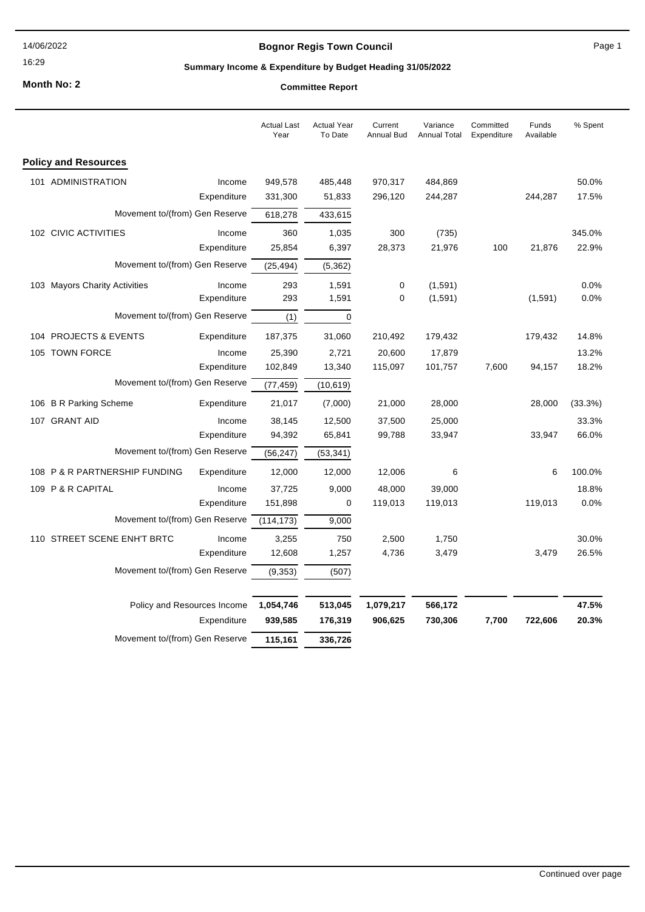# Bognor Regis Town Council

## Summary Income & Expenditure by Budget Heading 31/05/2022

**Month No: 2**

**Committee Report**

| | | Actual Last Year | Actual Year To Date | Current Annual Bud | Variance Annual Total | Committed Expenditure | Funds Available | % Spent |
|---|---|---|---|---|---|---|---|---|
| **Policy and Resources** | | | | | | | | |
| 101 ADMINISTRATION | Income | 949,578 | 485,448 | 970,317 | 484,869 | | | 50.0% |
| | Expenditure | 331,300 | 51,833 | 296,120 | 244,287 | | 244,287 | 17.5% |
| | Movement to/(from) Gen Reserve | 618,278 | 433,615 | | | | | |
| 102 CIVIC ACTIVITIES | Income | 360 | 1,035 | 300 | (735) | | | 345.0% |
| | Expenditure | 25,854 | 6,397 | 28,373 | 21,976 | 100 | 21,876 | 22.9% |
| | Movement to/(from) Gen Reserve | (25,494) | (5,362) | | | | | |
| 103 Mayors Charity Activities | Income | 293 | 1,591 | 0 | (1,591) | | | 0.0% |
| | Expenditure | 293 | 1,591 | 0 | (1,591) | | (1,591) | 0.0% |
| | Movement to/(from) Gen Reserve | (1) | 0 | | | | | |
| 104 PROJECTS & EVENTS | Expenditure | 187,375 | 31,060 | 210,492 | 179,432 | | 179,432 | 14.8% |
| 105 TOWN FORCE | Income | 25,390 | 2,721 | 20,600 | 17,879 | | | 13.2% |
| | Expenditure | 102,849 | 13,340 | 115,097 | 101,757 | 7,600 | 94,157 | 18.2% |
| | Movement to/(from) Gen Reserve | (77,459) | (10,619) | | | | | |
| 106 B R Parking Scheme | Expenditure | 21,017 | (7,000) | 21,000 | 28,000 | | 28,000 | (33.3%) |
| 107 GRANT AID | Income | 38,145 | 12,500 | 37,500 | 25,000 | | | 33.3% |
| | Expenditure | 94,392 | 65,841 | 99,788 | 33,947 | | 33,947 | 66.0% |
| | Movement to/(from) Gen Reserve | (56,247) | (53,341) | | | | | |
| 108 P & R PARTNERSHIP FUNDING | Expenditure | 12,000 | 12,000 | 12,006 | 6 | | 6 | 100.0% |
| 109 P & R CAPITAL | Income | 37,725 | 9,000 | 48,000 | 39,000 | | | 18.8% |
| | Expenditure | 151,898 | 0 | 119,013 | 119,013 | | 119,013 | 0.0% |
| | Movement to/(from) Gen Reserve | (114,173) | 9,000 | | | | | |
| 110 STREET SCENE ENH'T BRTC | Income | 3,255 | 750 | 2,500 | 1,750 | | | 30.0% |
| | Expenditure | 12,608 | 1,257 | 4,736 | 3,479 | | 3,479 | 26.5% |
| | Movement to/(from) Gen Reserve | (9,353) | (507) | | | | | |
| | **Policy and Resources Income** | **1,054,746** | **513,045** | **1,079,217** | **566,172** | | | **47.5%** |
| | **Expenditure** | **939,585** | **176,319** | **906,625** | **730,306** | **7,700** | **722,606** | **20.3%** |
| | Movement to/(from) Gen Reserve | **115,161** | **336,726** | | | | | |

Continued over page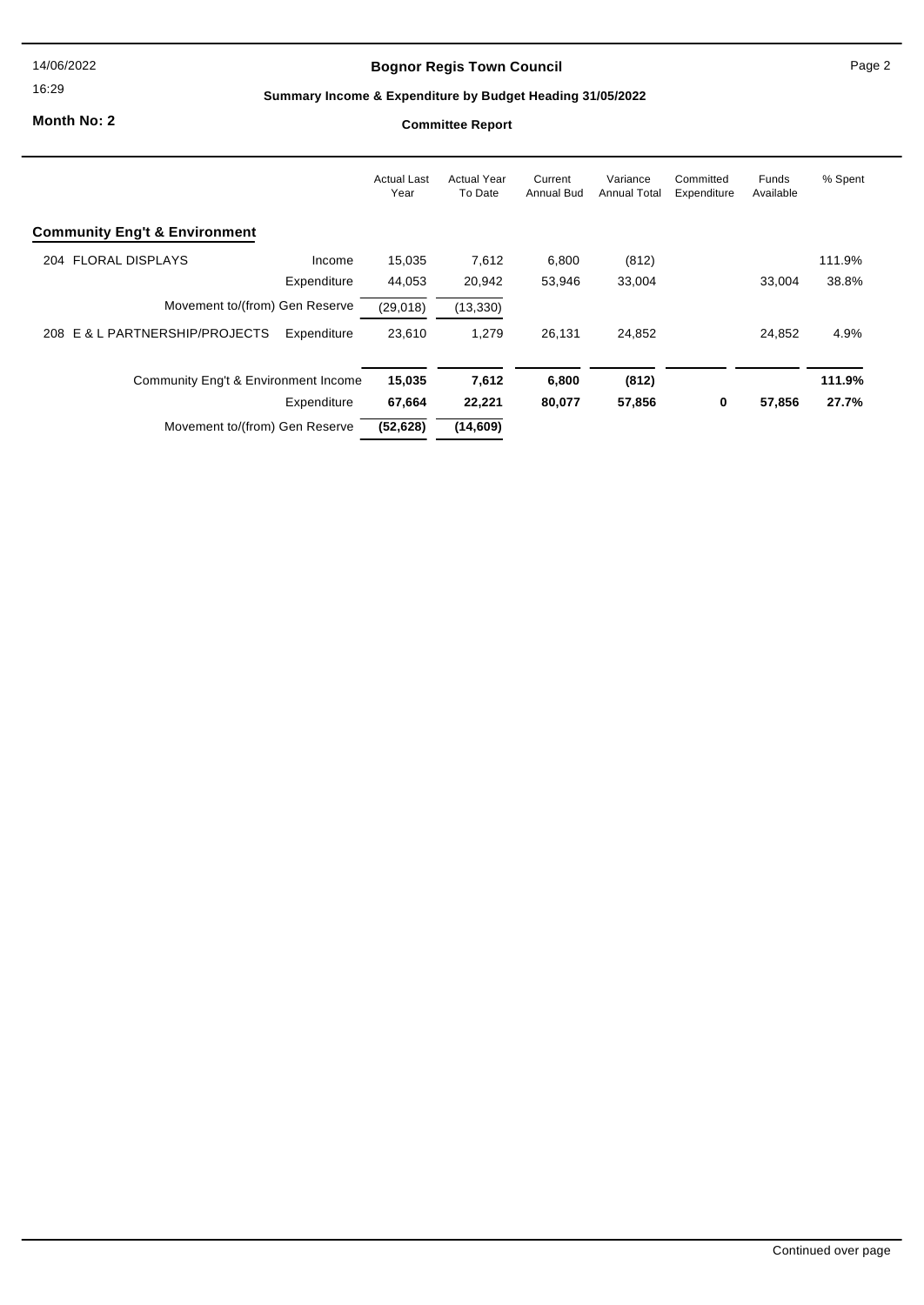# Bognor Regis Town Council

## Summary Income & Expenditure by Budget Heading 31/05/2022

**Month No: 2**

**Committee Report**

| | | Actual Last Year | Actual Year To Date | Current Annual Bud | Variance Annual Total | Committed Expenditure | Funds Available | % Spent |
|---|---|---|---|---|---|---|---|---|
| **Community Eng't & Environment** | | | | | | | | |
| 204 FLORAL DISPLAYS | Income | 15,035 | 7,612 | 6,800 | (812) | | | 111.9% |
| | Expenditure | 44,053 | 20,942 | 53,946 | 33,004 | | 33,004 | 38.8% |
| | Movement to/(from) Gen Reserve | (29,018) | (13,330) | | | | | |
| 208 E & L PARTNERSHIP/PROJECTS | Expenditure | 23,610 | 1,279 | 26,131 | 24,852 | | 24,852 | 4.9% |
| Community Eng't & Environment | Income | **15,035** | **7,612** | **6,800** | **(812)** | | | **111.9%** |
| | Expenditure | **67,664** | **22,221** | **80,077** | **57,856** | **0** | **57,856** | **27.7%** |
| | Movement to/(from) Gen Reserve | **(52,628)** | **(14,609)** | | | | | |

Continued over page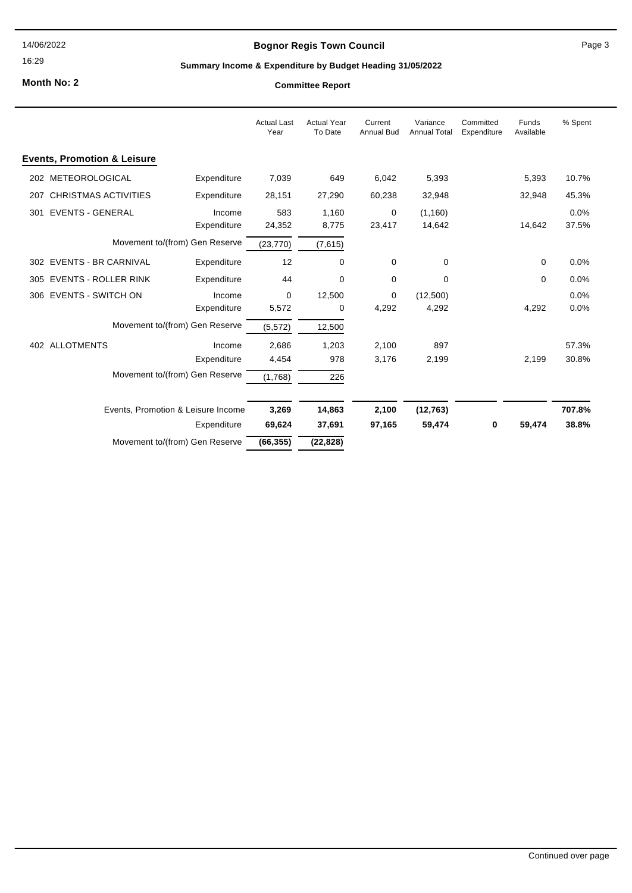**Bognor Regis Town Council**

**Summary Income & Expenditure by Budget Heading 31/05/2022**

**Month No: 2**

**Committee Report**

| | | Actual Last Year | Actual Year To Date | Current Annual Bud | Variance Annual Total | Committed Expenditure | Funds Available | % Spent |
|---|---|---|---|---|---|---|---|---|
| **Events, Promotion & Leisure** | | | | | | | | |
| 202 METEOROLOGICAL | Expenditure | 7,039 | 649 | 6,042 | 5,393 | | 5,393 | 10.7% |
| 207 CHRISTMAS ACTIVITIES | Expenditure | 28,151 | 27,290 | 60,238 | 32,948 | | 32,948 | 45.3% |
| 301 EVENTS - GENERAL | Income | 583 | 1,160 | 0 | (1,160) | | | 0.0% |
| | Expenditure | 24,352 | 8,775 | 23,417 | 14,642 | | 14,642 | 37.5% |
| | Movement to/(from) Gen Reserve | (23,770) | (7,615) | | | | | |
| 302 EVENTS - BR CARNIVAL | Expenditure | 12 | 0 | 0 | 0 | | 0 | 0.0% |
| 305 EVENTS - ROLLER RINK | Expenditure | 44 | 0 | 0 | 0 | | 0 | 0.0% |
| 306 EVENTS - SWITCH ON | Income | 0 | 12,500 | 0 | (12,500) | | | 0.0% |
| | Expenditure | 5,572 | 0 | 4,292 | 4,292 | | 4,292 | 0.0% |
| | Movement to/(from) Gen Reserve | (5,572) | 12,500 | | | | | |
| 402 ALLOTMENTS | Income | 2,686 | 1,203 | 2,100 | 897 | | | 57.3% |
| | Expenditure | 4,454 | 978 | 3,176 | 2,199 | | 2,199 | 30.8% |
| | Movement to/(from) Gen Reserve | (1,768) | 226 | | | | | |
| | **Events, Promotion & Leisure Income** | **3,269** | **14,863** | **2,100** | **(12,763)** | | | **707.8%** |
| | **Expenditure** | **69,624** | **37,691** | **97,165** | **59,474** | **0** | **59,474** | **38.8%** |
| | **Movement to/(from) Gen Reserve** | **(66,355)** | **(22,828)** | | | | | |

Continued over page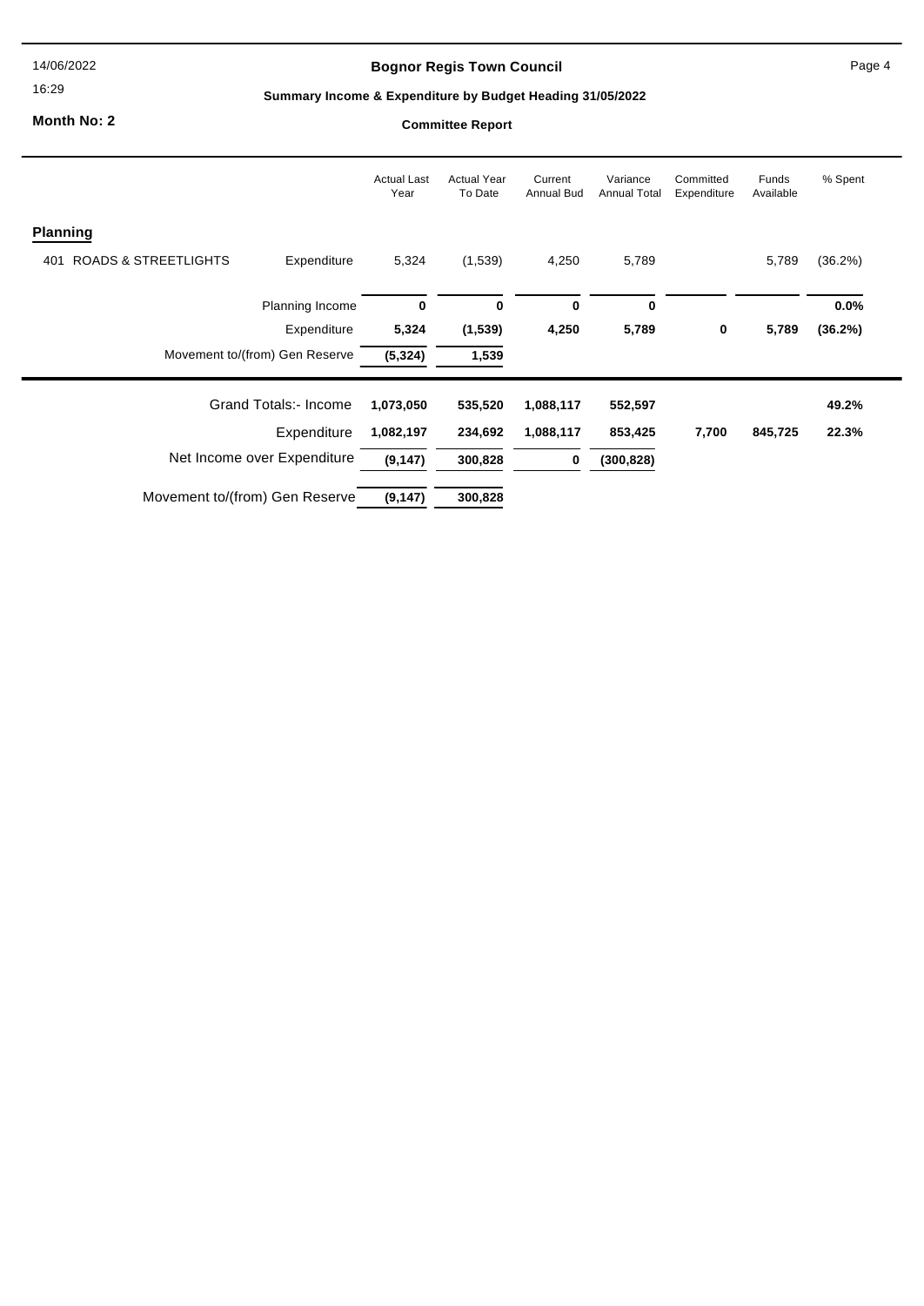**Bognor Regis Town Council**

**Summary Income & Expenditure by Budget Heading 31/05/2022**

**Month No: 2**

**Committee Report**

| | | Actual Last Year | Actual Year To Date | Current Annual Bud | Variance Annual Total | Committed Expenditure | Funds Available | % Spent |
|---|---|---|---|---|---|---|---|---|
| **Planning** | | | | | | | | |
| 401 ROADS & STREETLIGHTS | Expenditure | 5,324 | (1,539) | 4,250 | 5,789 | | 5,789 | (36.2%) |
| | Planning Income | **0** | **0** | **0** | **0** | | | **0.0%** |
| | Expenditure | **5,324** | **(1,539)** | **4,250** | **5,789** | **0** | **5,789** | **(36.2%)** |
| | Movement to/(from) Gen Reserve | **(5,324)** | **1,539** | | | | | |
| | Grand Totals:- Income | **1,073,050** | **535,520** | **1,088,117** | **552,597** | | | **49.2%** |
| | Expenditure | **1,082,197** | **234,692** | **1,088,117** | **853,425** | **7,700** | **845,725** | **22.3%** |
| | Net Income over Expenditure | **(9,147)** | **300,828** | **0** | **(300,828)** | | | |
| | Movement to/(from) Gen Reserve | **(9,147)** | **300,828** | | | | | |